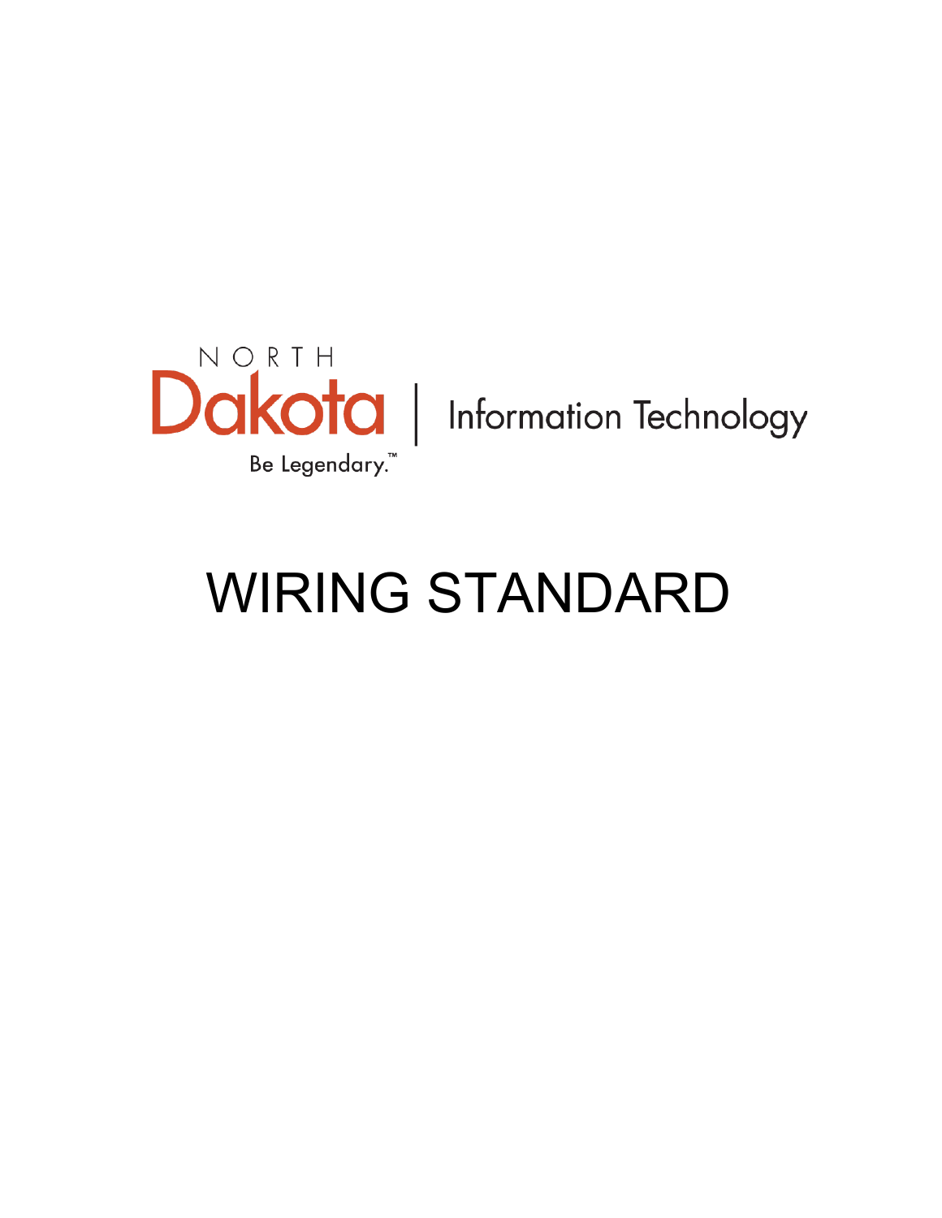NORTH

Dakota | Information Technology

Be Legendary.™

# WIRING STANDARD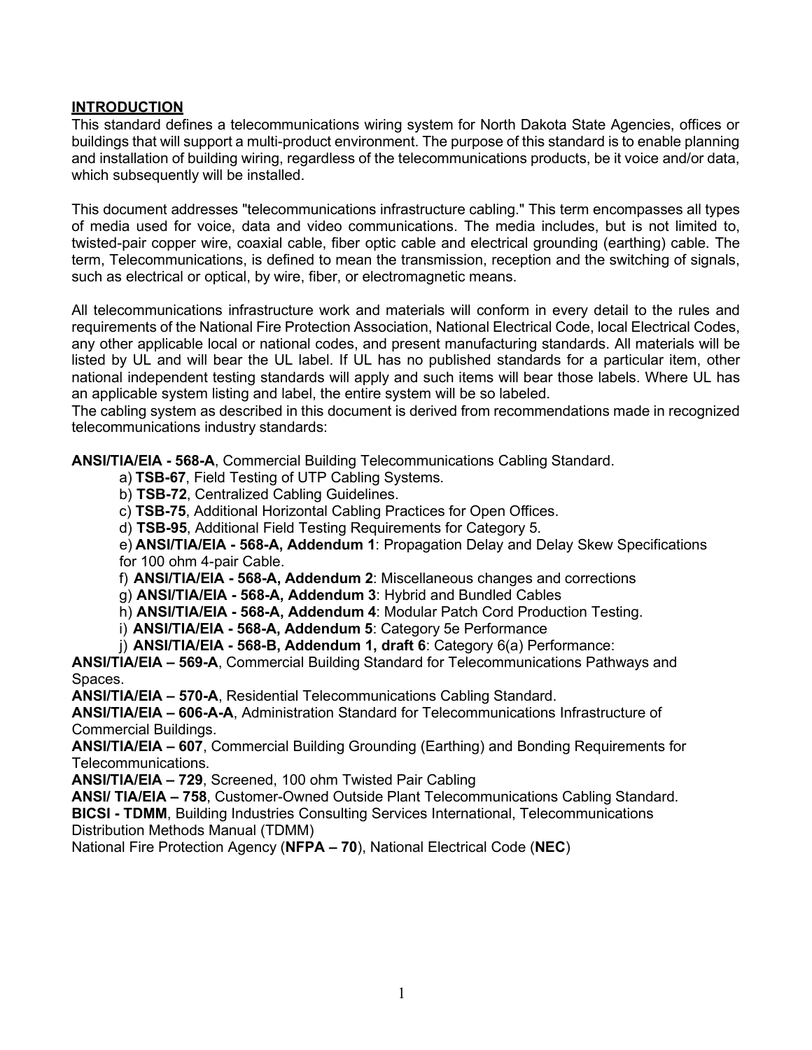## INTRODUCTION

This standard defines a telecommunications wiring system for North Dakota State Agencies, offices or buildings that will support a multi-product environment. The purpose of this standard is to enable planning and installation of building wiring, regardless of the telecommunications products, be it voice and/or data, which subsequently will be installed.

This document addresses "telecommunications infrastructure cabling." This term encompasses all types of media used for voice, data and video communications. The media includes, but is not limited to, twisted-pair copper wire, coaxial cable, fiber optic cable and electrical grounding (earthing) cable. The term, Telecommunications, is defined to mean the transmission, reception and the switching of signals, such as electrical or optical, by wire, fiber, or electromagnetic means.

All telecommunications infrastructure work and materials will conform in every detail to the rules and requirements of the National Fire Protection Association, National Electrical Code, local Electrical Codes, any other applicable local or national codes, and present manufacturing standards. All materials will be listed by UL and will bear the UL label. If UL has no published standards for a particular item, other national independent testing standards will apply and such items will bear those labels. Where UL has an applicable system listing and label, the entire system will be so labeled.
The cabling system as described in this document is derived from recommendations made in recognized telecommunications industry standards:

**ANSI/TIA/EIA - 568-A**, Commercial Building Telecommunications Cabling Standard.

- a) **TSB-67**, Field Testing of UTP Cabling Systems.
- b) **TSB-72**, Centralized Cabling Guidelines.
- c) **TSB-75**, Additional Horizontal Cabling Practices for Open Offices.
- d) **TSB-95**, Additional Field Testing Requirements for Category 5.
- e) **ANSI/TIA/EIA - 568-A, Addendum 1**: Propagation Delay and Delay Skew Specifications for 100 ohm 4-pair Cable.
- f) **ANSI/TIA/EIA - 568-A, Addendum 2**: Miscellaneous changes and corrections
- g) **ANSI/TIA/EIA - 568-A, Addendum 3**: Hybrid and Bundled Cables
- h) **ANSI/TIA/EIA - 568-A, Addendum 4**: Modular Patch Cord Production Testing.
- i) **ANSI/TIA/EIA - 568-A, Addendum 5**: Category 5e Performance
- j) **ANSI/TIA/EIA - 568-B, Addendum 1, draft 6**: Category 6(a) Performance:

**ANSI/TIA/EIA – 569-A**, Commercial Building Standard for Telecommunications Pathways and Spaces.

**ANSI/TIA/EIA – 570-A**, Residential Telecommunications Cabling Standard.

**ANSI/TIA/EIA – 606-A-A**, Administration Standard for Telecommunications Infrastructure of Commercial Buildings.

**ANSI/TIA/EIA – 607**, Commercial Building Grounding (Earthing) and Bonding Requirements for Telecommunications.

**ANSI/TIA/EIA – 729**, Screened, 100 ohm Twisted Pair Cabling

**ANSI/ TIA/EIA – 758**, Customer-Owned Outside Plant Telecommunications Cabling Standard.

**BICSI - TDMM**, Building Industries Consulting Services International, Telecommunications Distribution Methods Manual (TDMM)

National Fire Protection Agency (**NFPA – 70**), National Electrical Code (**NEC**)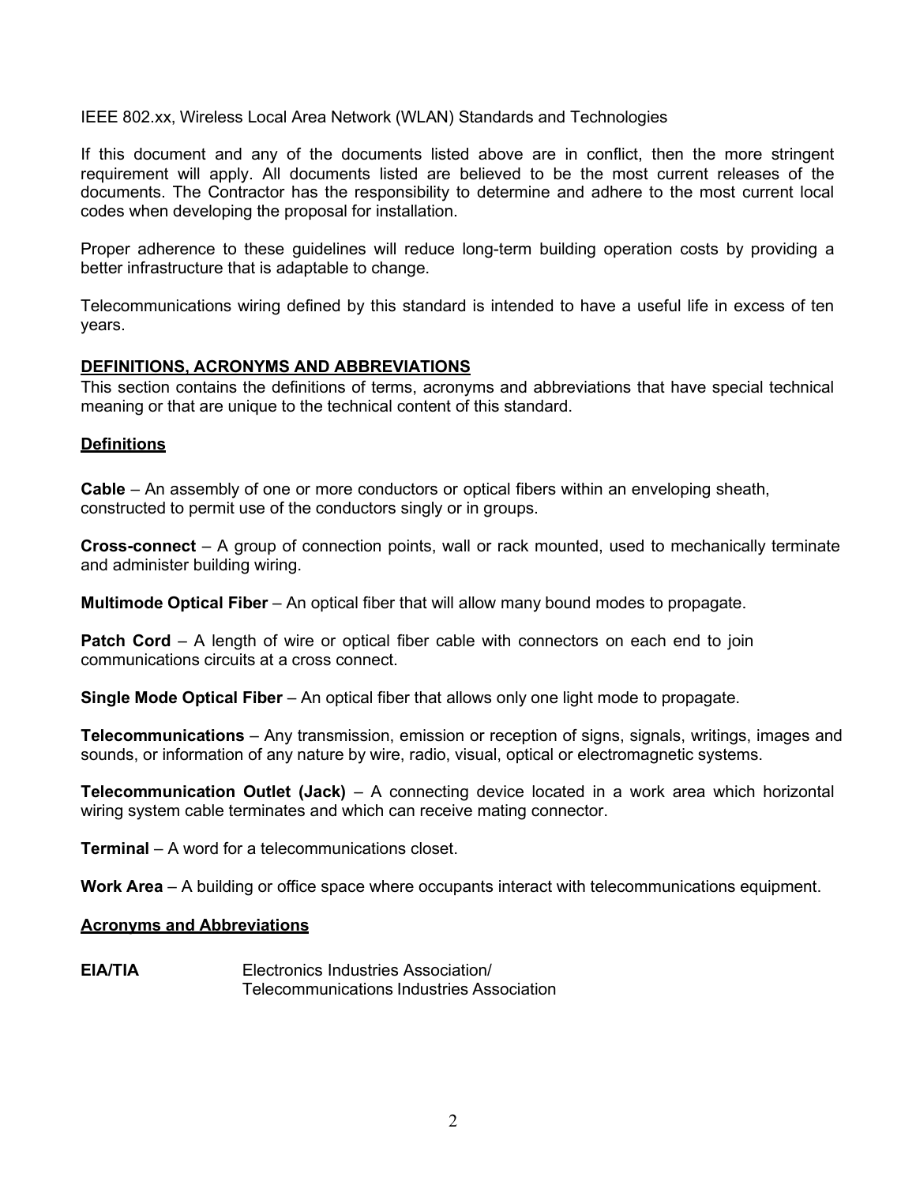IEEE 802.xx, Wireless Local Area Network (WLAN) Standards and Technologies

If this document and any of the documents listed above are in conflict, then the more stringent requirement will apply. All documents listed are believed to be the most current releases of the documents. The Contractor has the responsibility to determine and adhere to the most current local codes when developing the proposal for installation.

Proper adherence to these guidelines will reduce long-term building operation costs by providing a better infrastructure that is adaptable to change.

Telecommunications wiring defined by this standard is intended to have a useful life in excess of ten years.

## DEFINITIONS, ACRONYMS AND ABBREVIATIONS

This section contains the definitions of terms, acronyms and abbreviations that have special technical meaning or that are unique to the technical content of this standard.

### Definitions

**Cable** – An assembly of one or more conductors or optical fibers within an enveloping sheath, constructed to permit use of the conductors singly or in groups.

**Cross-connect** – A group of connection points, wall or rack mounted, used to mechanically terminate and administer building wiring.

**Multimode Optical Fiber** – An optical fiber that will allow many bound modes to propagate.

**Patch Cord** – A length of wire or optical fiber cable with connectors on each end to join communications circuits at a cross connect.

**Single Mode Optical Fiber** – An optical fiber that allows only one light mode to propagate.

**Telecommunications** – Any transmission, emission or reception of signs, signals, writings, images and sounds, or information of any nature by wire, radio, visual, optical or electromagnetic systems.

**Telecommunication Outlet (Jack)** – A connecting device located in a work area which horizontal wiring system cable terminates and which can receive mating connector.

**Terminal** – A word for a telecommunications closet.

**Work Area** – A building or office space where occupants interact with telecommunications equipment.

### Acronyms and Abbreviations

**EIA/TIA** Electronics Industries Association/ Telecommunications Industries Association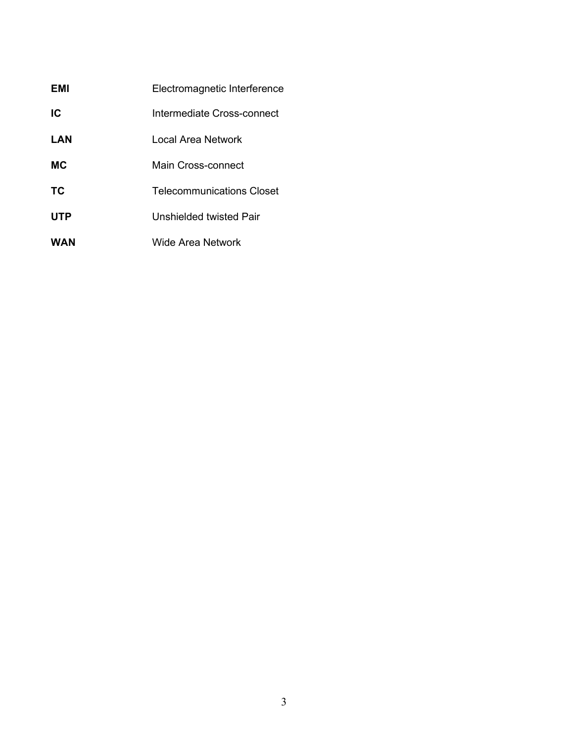| | |
|---|---|
| **EMI** | Electromagnetic Interference |
| **IC** | Intermediate Cross-connect |
| **LAN** | Local Area Network |
| **MC** | Main Cross-connect |
| **TC** | Telecommunications Closet |
| **UTP** | Unshielded twisted Pair |
| **WAN** | Wide Area Network |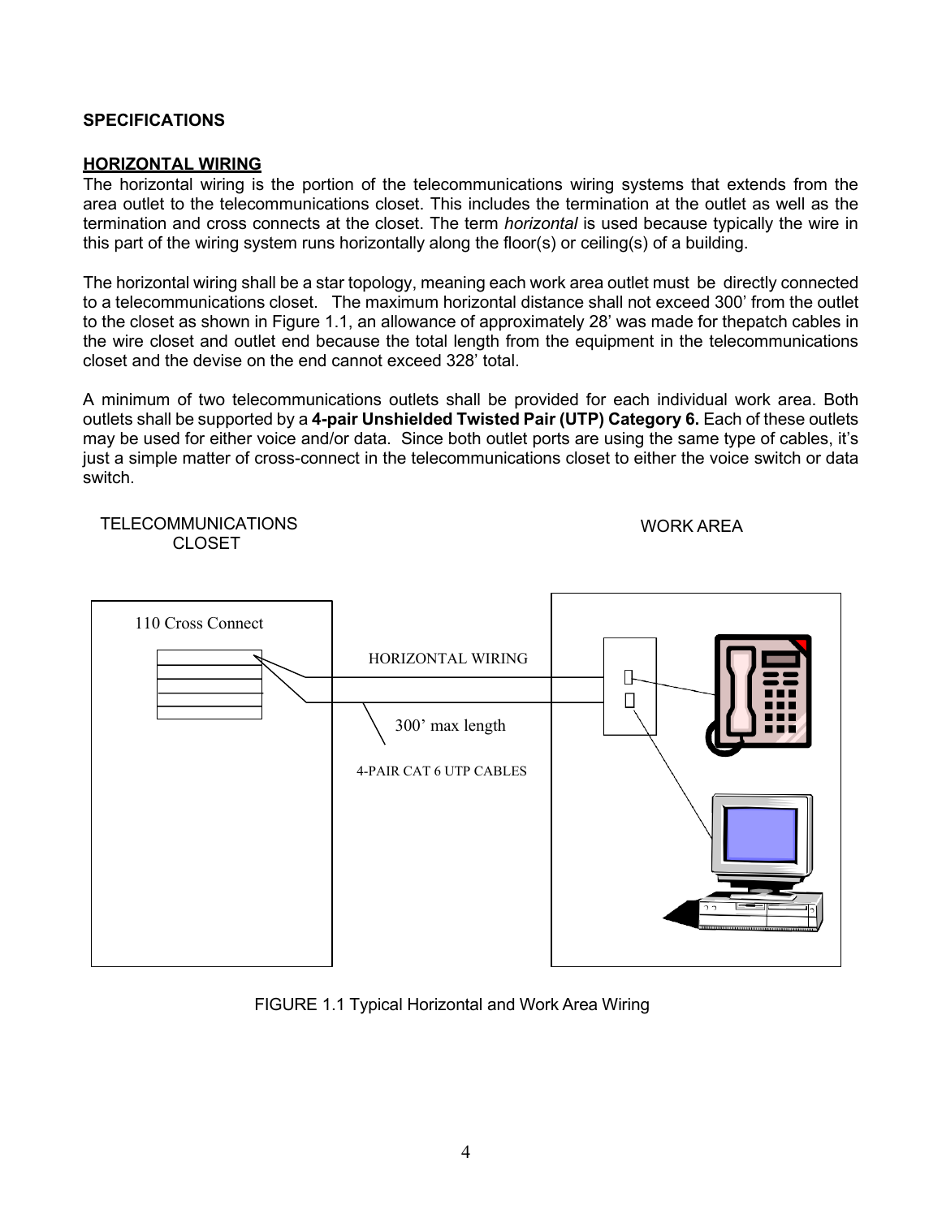**SPECIFICATIONS**

## HORIZONTAL WIRING

The horizontal wiring is the portion of the telecommunications wiring systems that extends from the area outlet to the telecommunications closet. This includes the termination at the outlet as well as the termination and cross connects at the closet. The term *horizontal* is used because typically the wire in this part of the wiring system runs horizontally along the floor(s) or ceiling(s) of a building.

The horizontal wiring shall be a star topology, meaning each work area outlet must be directly connected to a telecommunications closet. The maximum horizontal distance shall not exceed 300' from the outlet to the closet as shown in Figure 1.1, an allowance of approximately 28' was made for thepatch cables in the wire closet and outlet end because the total length from the equipment in the telecommunications closet and the devise on the end cannot exceed 328' total.

A minimum of two telecommunications outlets shall be provided for each individual work area. Both outlets shall be supported by a **4-pair Unshielded Twisted Pair (UTP) Category 6.** Each of these outlets may be used for either voice and/or data. Since both outlet ports are using the same type of cables, it's just a simple matter of cross-connect in the telecommunications closet to either the voice switch or data switch.

TELECOMMUNICATIONS CLOSET

WORK AREA

110 Cross Connect

HORIZONTAL WIRING

300' max length

4-PAIR CAT 6 UTP CABLES

FIGURE 1.1 Typical Horizontal and Work Area Wiring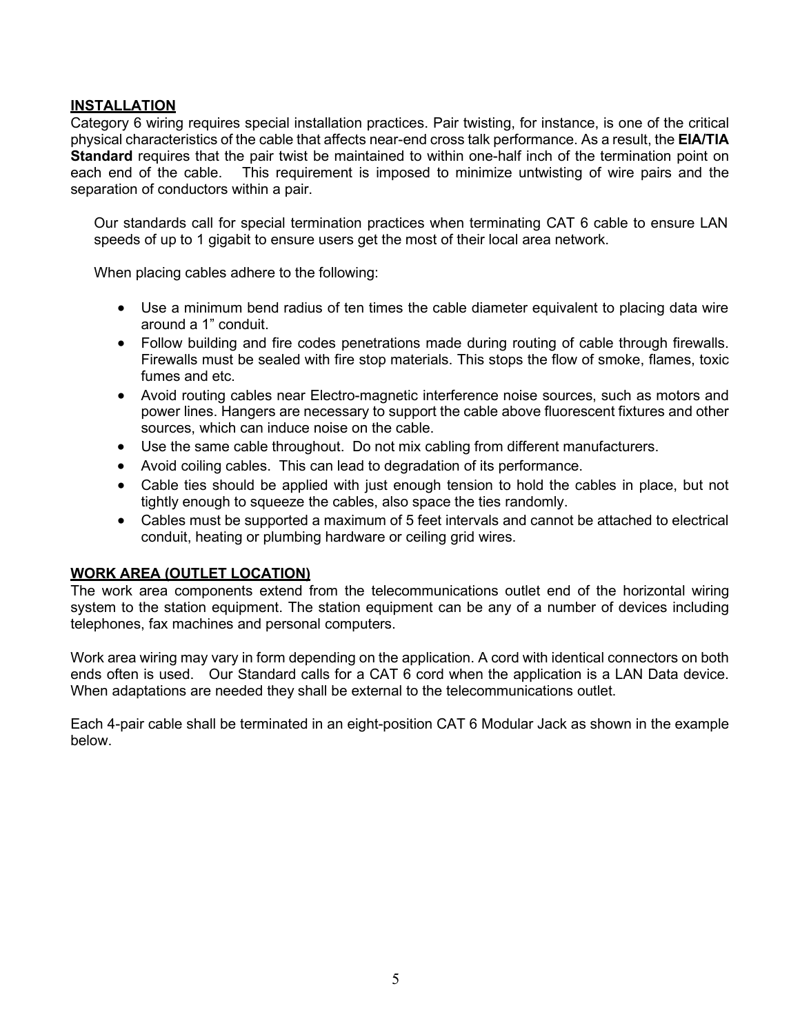## INSTALLATION

Category 6 wiring requires special installation practices. Pair twisting, for instance, is one of the critical physical characteristics of the cable that affects near-end cross talk performance. As a result, the **EIA/TIA Standard** requires that the pair twist be maintained to within one-half inch of the termination point on each end of the cable. This requirement is imposed to minimize untwisting of wire pairs and the separation of conductors within a pair.

Our standards call for special termination practices when terminating CAT 6 cable to ensure LAN speeds of up to 1 gigabit to ensure users get the most of their local area network.

When placing cables adhere to the following:

- Use a minimum bend radius of ten times the cable diameter equivalent to placing data wire around a 1" conduit.
- Follow building and fire codes penetrations made during routing of cable through firewalls. Firewalls must be sealed with fire stop materials. This stops the flow of smoke, flames, toxic fumes and etc.
- Avoid routing cables near Electro-magnetic interference noise sources, such as motors and power lines. Hangers are necessary to support the cable above fluorescent fixtures and other sources, which can induce noise on the cable.
- Use the same cable throughout. Do not mix cabling from different manufacturers.
- Avoid coiling cables. This can lead to degradation of its performance.
- Cable ties should be applied with just enough tension to hold the cables in place, but not tightly enough to squeeze the cables, also space the ties randomly.
- Cables must be supported a maximum of 5 feet intervals and cannot be attached to electrical conduit, heating or plumbing hardware or ceiling grid wires.

## WORK AREA (OUTLET LOCATION)

The work area components extend from the telecommunications outlet end of the horizontal wiring system to the station equipment. The station equipment can be any of a number of devices including telephones, fax machines and personal computers.

Work area wiring may vary in form depending on the application. A cord with identical connectors on both ends often is used. Our Standard calls for a CAT 6 cord when the application is a LAN Data device. When adaptations are needed they shall be external to the telecommunications outlet.

Each 4-pair cable shall be terminated in an eight-position CAT 6 Modular Jack as shown in the example below.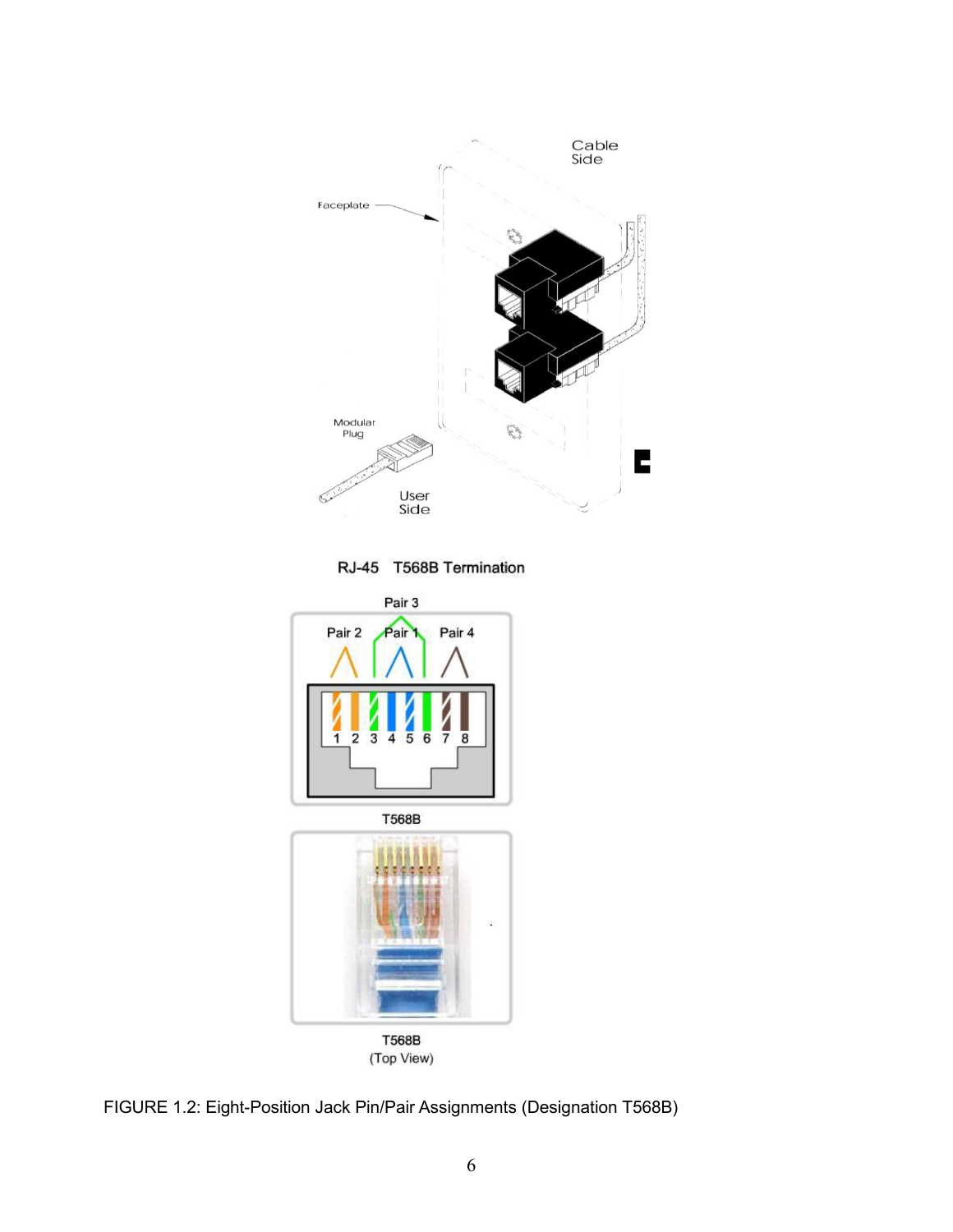FIGURE 1.2: Eight-Position Jack Pin/Pair Assignments (Designation T568B)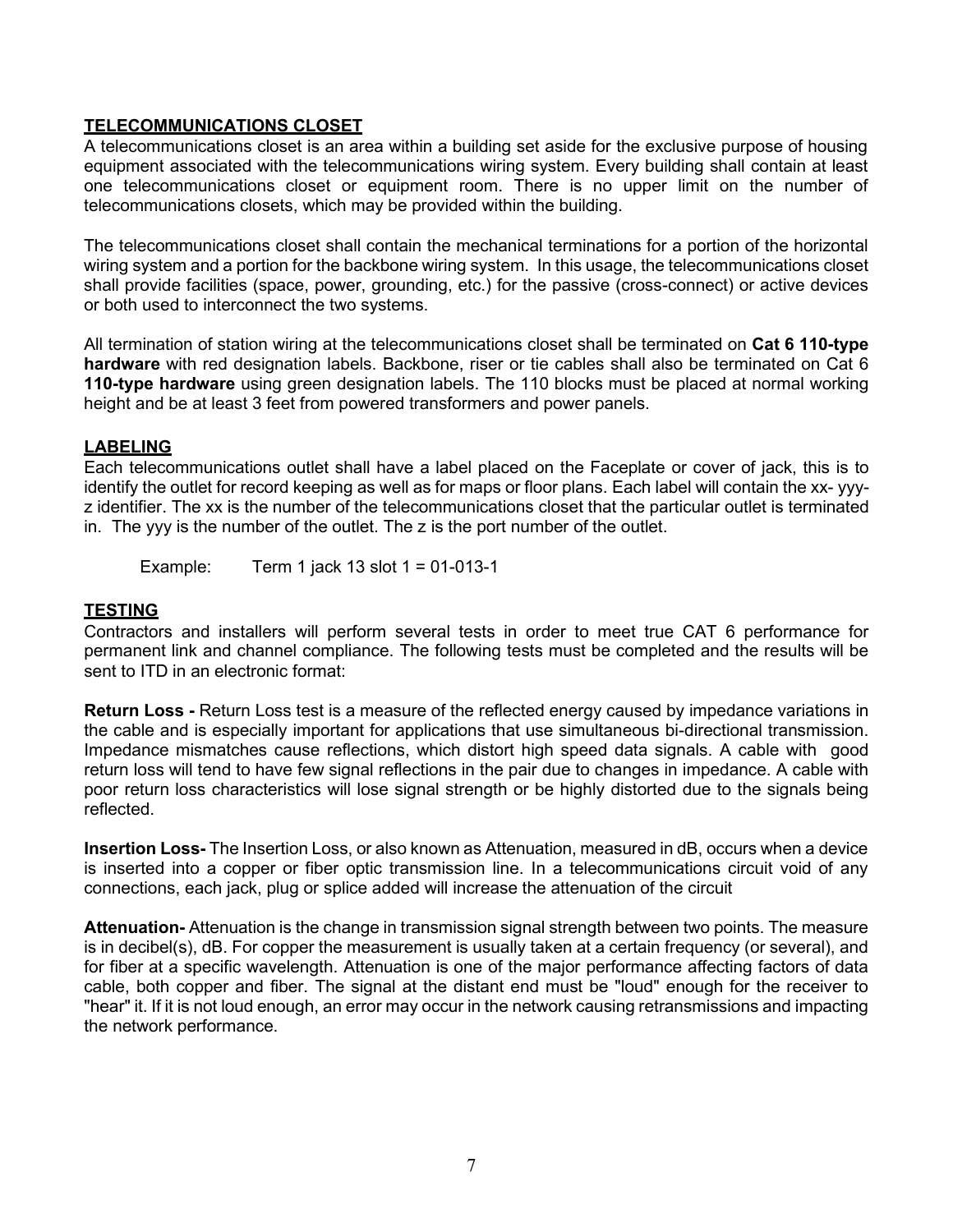## TELECOMMUNICATIONS CLOSET

A telecommunications closet is an area within a building set aside for the exclusive purpose of housing equipment associated with the telecommunications wiring system. Every building shall contain at least one telecommunications closet or equipment room. There is no upper limit on the number of telecommunications closets, which may be provided within the building.

The telecommunications closet shall contain the mechanical terminations for a portion of the horizontal wiring system and a portion for the backbone wiring system. In this usage, the telecommunications closet shall provide facilities (space, power, grounding, etc.) for the passive (cross-connect) or active devices or both used to interconnect the two systems.

All termination of station wiring at the telecommunications closet shall be terminated on **Cat 6 110-type hardware** with red designation labels. Backbone, riser or tie cables shall also be terminated on Cat 6 **110-type hardware** using green designation labels. The 110 blocks must be placed at normal working height and be at least 3 feet from powered transformers and power panels.

## LABELING

Each telecommunications outlet shall have a label placed on the Faceplate or cover of jack, this is to identify the outlet for record keeping as well as for maps or floor plans. Each label will contain the xx- yyy-z identifier. The xx is the number of the telecommunications closet that the particular outlet is terminated in. The yyy is the number of the outlet. The z is the port number of the outlet.

Example: Term 1 jack 13 slot 1 = 01-013-1

## TESTING

Contractors and installers will perform several tests in order to meet true CAT 6 performance for permanent link and channel compliance. The following tests must be completed and the results will be sent to ITD in an electronic format:

**Return Loss -** Return Loss test is a measure of the reflected energy caused by impedance variations in the cable and is especially important for applications that use simultaneous bi-directional transmission. Impedance mismatches cause reflections, which distort high speed data signals. A cable with good return loss will tend to have few signal reflections in the pair due to changes in impedance. A cable with poor return loss characteristics will lose signal strength or be highly distorted due to the signals being reflected.

**Insertion Loss-** The Insertion Loss, or also known as Attenuation, measured in dB, occurs when a device is inserted into a copper or fiber optic transmission line. In a telecommunications circuit void of any connections, each jack, plug or splice added will increase the attenuation of the circuit

**Attenuation-** Attenuation is the change in transmission signal strength between two points. The measure is in decibel(s), dB. For copper the measurement is usually taken at a certain frequency (or several), and for fiber at a specific wavelength. Attenuation is one of the major performance affecting factors of data cable, both copper and fiber. The signal at the distant end must be "loud" enough for the receiver to "hear" it. If it is not loud enough, an error may occur in the network causing retransmissions and impacting the network performance.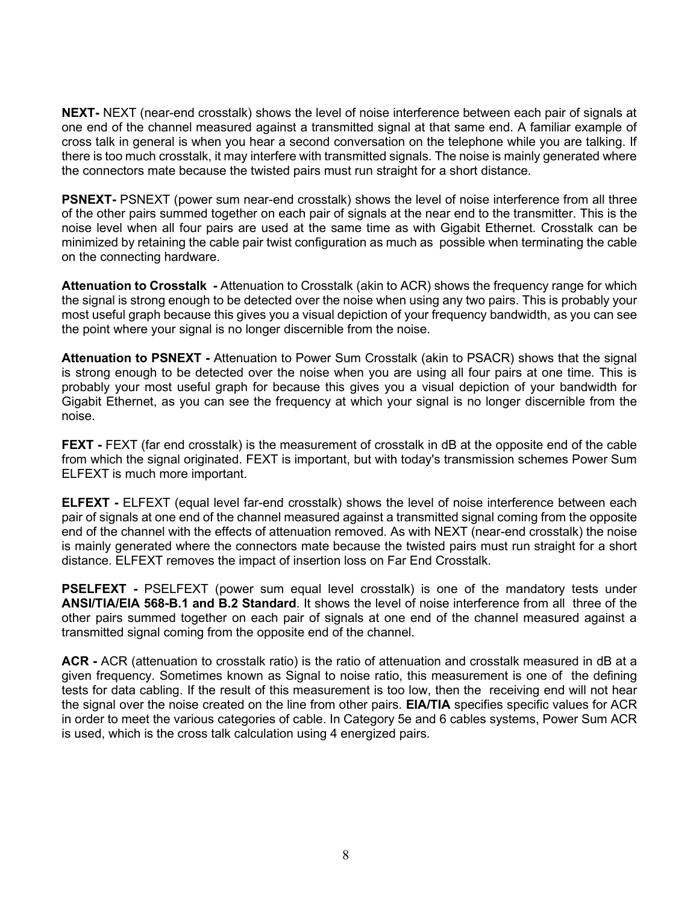**NEXT-** NEXT (near-end crosstalk) shows the level of noise interference between each pair of signals at one end of the channel measured against a transmitted signal at that same end. A familiar example of cross talk in general is when you hear a second conversation on the telephone while you are talking. If there is too much crosstalk, it may interfere with transmitted signals. The noise is mainly generated where the connectors mate because the twisted pairs must run straight for a short distance.

**PSNEXT-** PSNEXT (power sum near-end crosstalk) shows the level of noise interference from all three of the other pairs summed together on each pair of signals at the near end to the transmitter. This is the noise level when all four pairs are used at the same time as with Gigabit Ethernet. Crosstalk can be minimized by retaining the cable pair twist configuration as much as possible when terminating the cable on the connecting hardware.

**Attenuation to Crosstalk -** Attenuation to Crosstalk (akin to ACR) shows the frequency range for which the signal is strong enough to be detected over the noise when using any two pairs. This is probably your most useful graph because this gives you a visual depiction of your frequency bandwidth, as you can see the point where your signal is no longer discernible from the noise.

**Attenuation to PSNEXT -** Attenuation to Power Sum Crosstalk (akin to PSACR) shows that the signal is strong enough to be detected over the noise when you are using all four pairs at one time. This is probably your most useful graph for because this gives you a visual depiction of your bandwidth for Gigabit Ethernet, as you can see the frequency at which your signal is no longer discernible from the noise.

**FEXT -** FEXT (far end crosstalk) is the measurement of crosstalk in dB at the opposite end of the cable from which the signal originated. FEXT is important, but with today's transmission schemes Power Sum ELFEXT is much more important.

**ELFEXT -** ELFEXT (equal level far-end crosstalk) shows the level of noise interference between each pair of signals at one end of the channel measured against a transmitted signal coming from the opposite end of the channel with the effects of attenuation removed. As with NEXT (near-end crosstalk) the noise is mainly generated where the connectors mate because the twisted pairs must run straight for a short distance. ELFEXT removes the impact of insertion loss on Far End Crosstalk.

**PSELFEXT -** PSELFEXT (power sum equal level crosstalk) is one of the mandatory tests under **ANSI/TIA/EIA 568-B.1 and B.2 Standard**. It shows the level of noise interference from all three of the other pairs summed together on each pair of signals at one end of the channel measured against a transmitted signal coming from the opposite end of the channel.

**ACR -** ACR (attenuation to crosstalk ratio) is the ratio of attenuation and crosstalk measured in dB at a given frequency. Sometimes known as Signal to noise ratio, this measurement is one of the defining tests for data cabling. If the result of this measurement is too low, then the receiving end will not hear the signal over the noise created on the line from other pairs. **EIA/TIA** specifies specific values for ACR in order to meet the various categories of cable. In Category 5e and 6 cables systems, Power Sum ACR is used, which is the cross talk calculation using 4 energized pairs.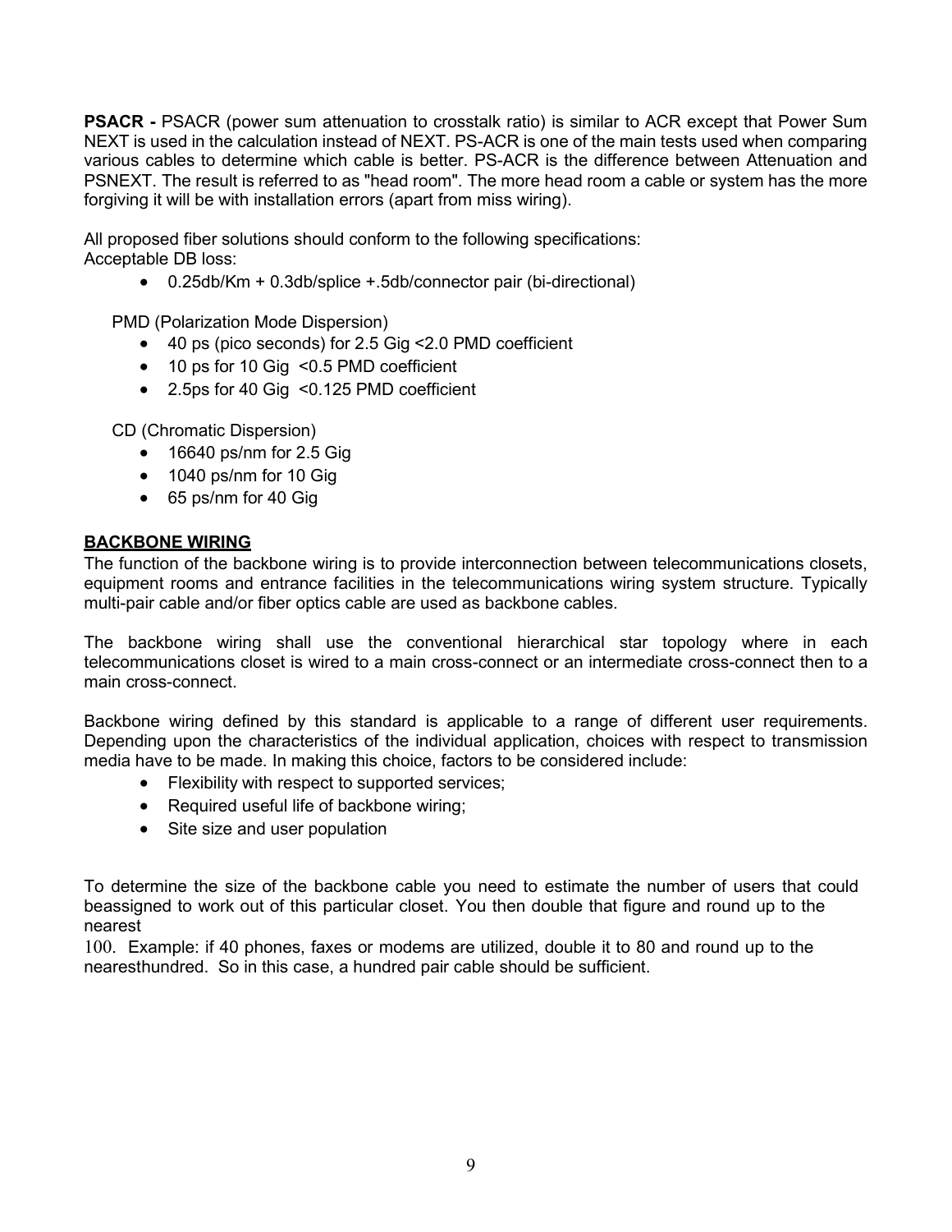**PSACR -** PSACR (power sum attenuation to crosstalk ratio) is similar to ACR except that Power Sum NEXT is used in the calculation instead of NEXT. PS-ACR is one of the main tests used when comparing various cables to determine which cable is better. PS-ACR is the difference between Attenuation and PSNEXT. The result is referred to as "head room". The more head room a cable or system has the more forgiving it will be with installation errors (apart from miss wiring).

All proposed fiber solutions should conform to the following specifications:
Acceptable DB loss:

- 0.25db/Km + 0.3db/splice +.5db/connector pair (bi-directional)

PMD (Polarization Mode Dispersion)

- 40 ps (pico seconds) for 2.5 Gig <2.0 PMD coefficient
- 10 ps for 10 Gig <0.5 PMD coefficient
- 2.5ps for 40 Gig <0.125 PMD coefficient

CD (Chromatic Dispersion)

- 16640 ps/nm for 2.5 Gig
- 1040 ps/nm for 10 Gig
- 65 ps/nm for 40 Gig

**BACKBONE WIRING**

The function of the backbone wiring is to provide interconnection between telecommunications closets, equipment rooms and entrance facilities in the telecommunications wiring system structure. Typically multi-pair cable and/or fiber optics cable are used as backbone cables.

The backbone wiring shall use the conventional hierarchical star topology where in each telecommunications closet is wired to a main cross-connect or an intermediate cross-connect then to a main cross-connect.

Backbone wiring defined by this standard is applicable to a range of different user requirements. Depending upon the characteristics of the individual application, choices with respect to transmission media have to be made. In making this choice, factors to be considered include:

- Flexibility with respect to supported services;
- Required useful life of backbone wiring;
- Site size and user population

To determine the size of the backbone cable you need to estimate the number of users that could beassigned to work out of this particular closet. You then double that figure and round up to the nearest
100. Example: if 40 phones, faxes or modems are utilized, double it to 80 and round up to the nearesthundred. So in this case, a hundred pair cable should be sufficient.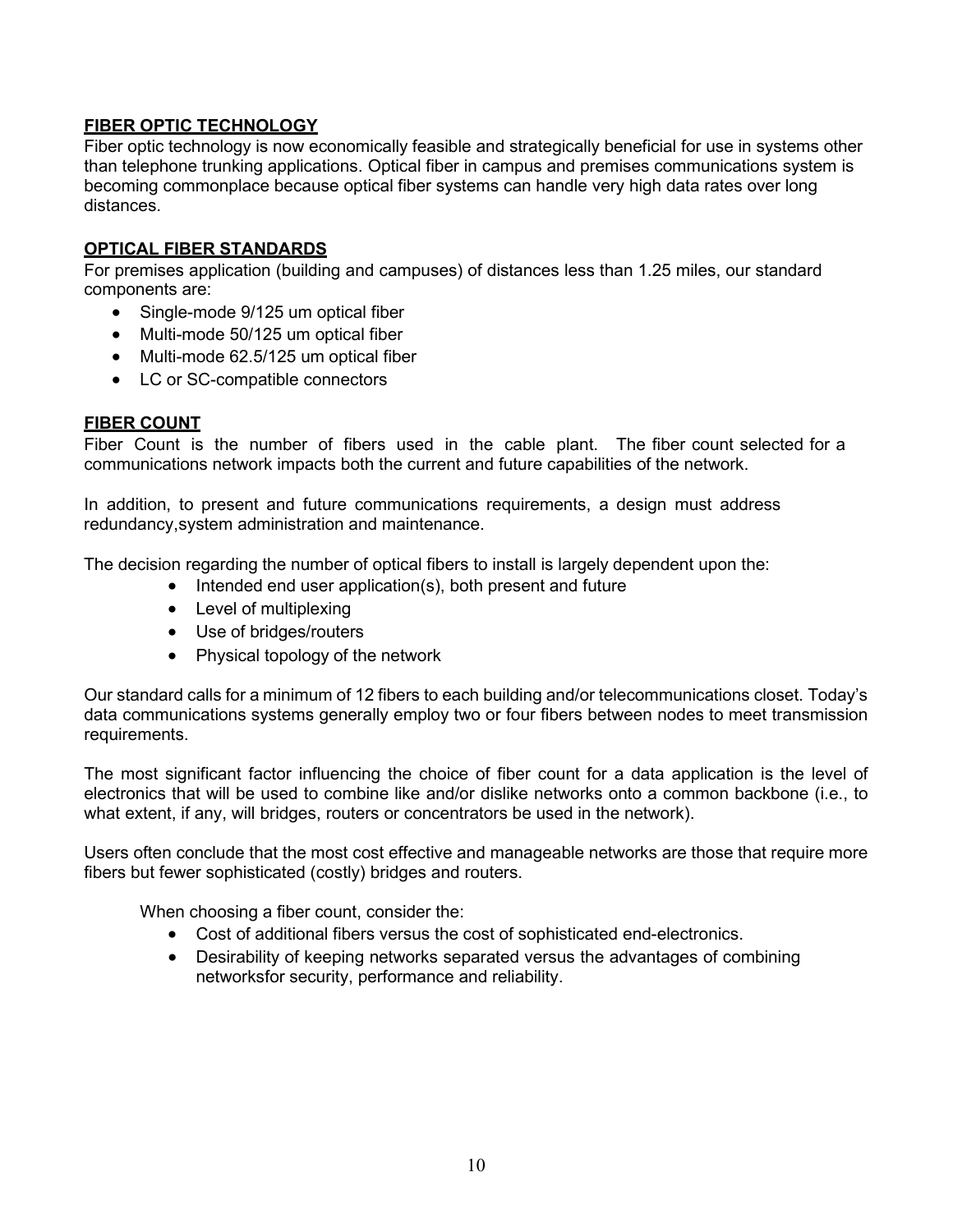## FIBER OPTIC TECHNOLOGY

Fiber optic technology is now economically feasible and strategically beneficial for use in systems other than telephone trunking applications. Optical fiber in campus and premises communications system is becoming commonplace because optical fiber systems can handle very high data rates over long distances.

## OPTICAL FIBER STANDARDS

For premises application (building and campuses) of distances less than 1.25 miles, our standard components are:

- Single-mode 9/125 um optical fiber
- Multi-mode 50/125 um optical fiber
- Multi-mode 62.5/125 um optical fiber
- LC or SC-compatible connectors

## FIBER COUNT

Fiber Count is the number of fibers used in the cable plant. The fiber count selected for a communications network impacts both the current and future capabilities of the network.

In addition, to present and future communications requirements, a design must address redundancy,system administration and maintenance.

The decision regarding the number of optical fibers to install is largely dependent upon the:

- Intended end user application(s), both present and future
- Level of multiplexing
- Use of bridges/routers
- Physical topology of the network

Our standard calls for a minimum of 12 fibers to each building and/or telecommunications closet. Today's data communications systems generally employ two or four fibers between nodes to meet transmission requirements.

The most significant factor influencing the choice of fiber count for a data application is the level of electronics that will be used to combine like and/or dislike networks onto a common backbone (i.e., to what extent, if any, will bridges, routers or concentrators be used in the network).

Users often conclude that the most cost effective and manageable networks are those that require more fibers but fewer sophisticated (costly) bridges and routers.

When choosing a fiber count, consider the:

- Cost of additional fibers versus the cost of sophisticated end-electronics.
- Desirability of keeping networks separated versus the advantages of combining networksfor security, performance and reliability.